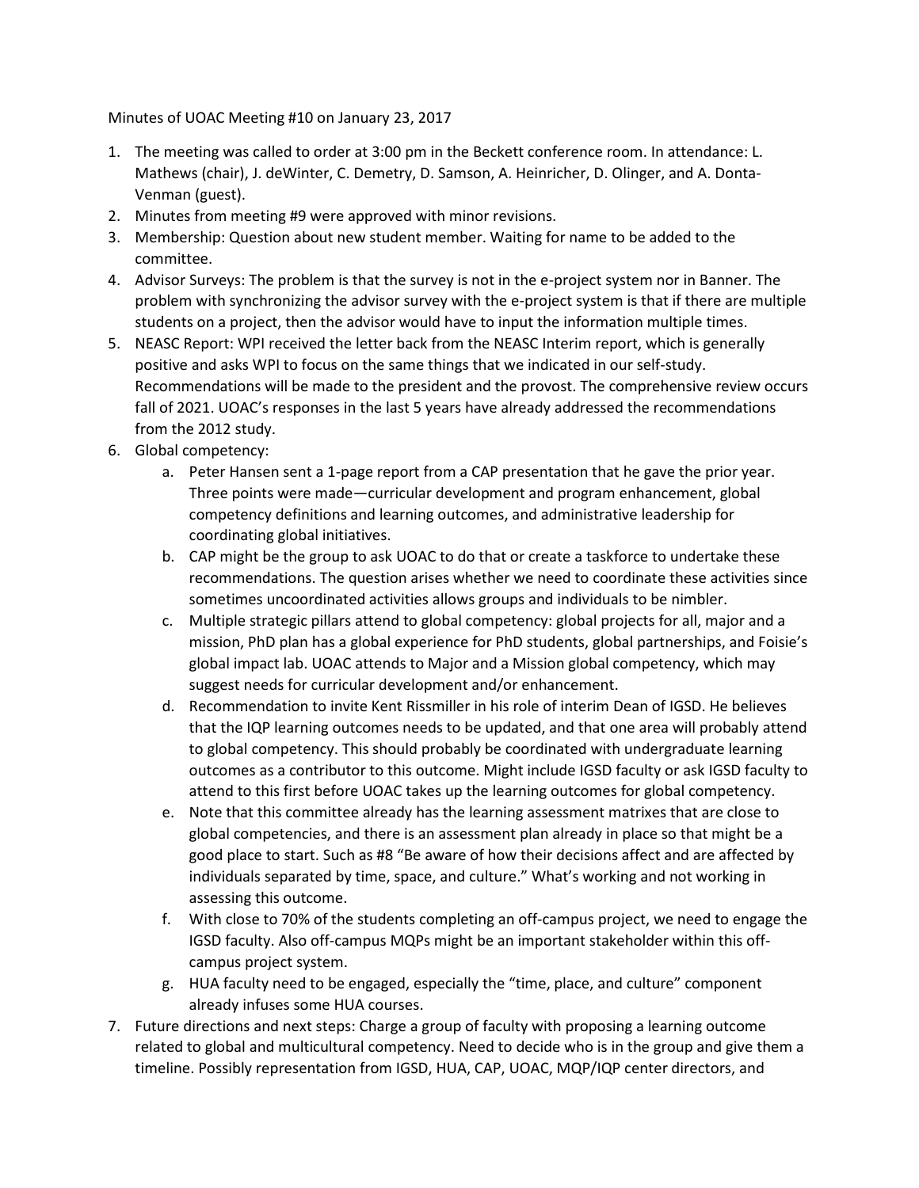Minutes of UOAC Meeting #10 on January 23, 2017

1. The meeting was called to order at 3:00 pm in the Beckett conference room. In attendance: L. Mathews (chair), J. deWinter, C. Demetry, D. Samson, A. Heinricher, D. Olinger, and A. Donta-Venman (guest).
2. Minutes from meeting #9 were approved with minor revisions.
3. Membership: Question about new student member. Waiting for name to be added to the committee.
4. Advisor Surveys: The problem is that the survey is not in the e-project system nor in Banner. The problem with synchronizing the advisor survey with the e-project system is that if there are multiple students on a project, then the advisor would have to input the information multiple times.
5. NEASC Report: WPI received the letter back from the NEASC Interim report, which is generally positive and asks WPI to focus on the same things that we indicated in our self-study. Recommendations will be made to the president and the provost. The comprehensive review occurs fall of 2021. UOAC's responses in the last 5 years have already addressed the recommendations from the 2012 study.
6. Global competency:
    a. Peter Hansen sent a 1-page report from a CAP presentation that he gave the prior year. Three points were made—curricular development and program enhancement, global competency definitions and learning outcomes, and administrative leadership for coordinating global initiatives.
    b. CAP might be the group to ask UOAC to do that or create a taskforce to undertake these recommendations. The question arises whether we need to coordinate these activities since sometimes uncoordinated activities allows groups and individuals to be nimbler.
    c. Multiple strategic pillars attend to global competency: global projects for all, major and a mission, PhD plan has a global experience for PhD students, global partnerships, and Foisie's global impact lab. UOAC attends to Major and a Mission global competency, which may suggest needs for curricular development and/or enhancement.
    d. Recommendation to invite Kent Rissmiller in his role of interim Dean of IGSD. He believes that the IQP learning outcomes needs to be updated, and that one area will probably attend to global competency. This should probably be coordinated with undergraduate learning outcomes as a contributor to this outcome. Might include IGSD faculty or ask IGSD faculty to attend to this first before UOAC takes up the learning outcomes for global competency.
    e. Note that this committee already has the learning assessment matrixes that are close to global competencies, and there is an assessment plan already in place so that might be a good place to start. Such as #8 "Be aware of how their decisions affect and are affected by individuals separated by time, space, and culture." What's working and not working in assessing this outcome.
    f. With close to 70% of the students completing an off-campus project, we need to engage the IGSD faculty. Also off-campus MQPs might be an important stakeholder within this off-campus project system.
    g. HUA faculty need to be engaged, especially the "time, place, and culture" component already infuses some HUA courses.
7. Future directions and next steps: Charge a group of faculty with proposing a learning outcome related to global and multicultural competency. Need to decide who is in the group and give them a timeline. Possibly representation from IGSD, HUA, CAP, UOAC, MQP/IQP center directors, and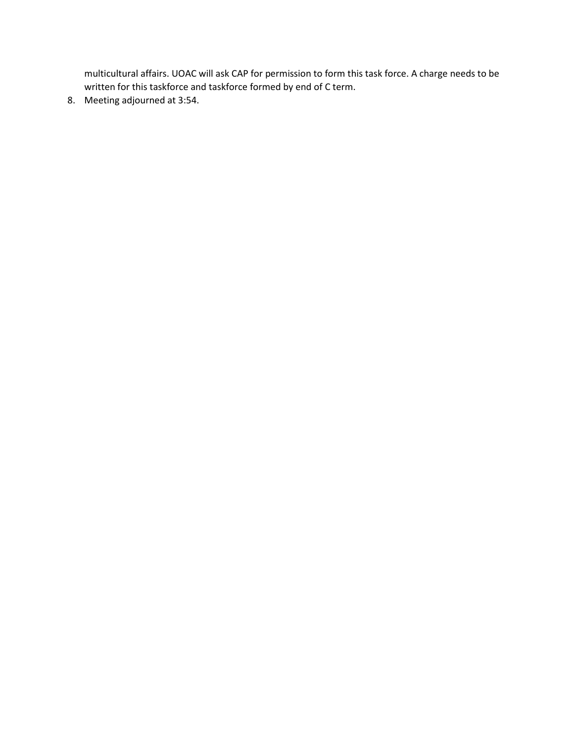multicultural affairs. UOAC will ask CAP for permission to form this task force. A charge needs to be written for this taskforce and taskforce formed by end of C term.

8. Meeting adjourned at 3:54.